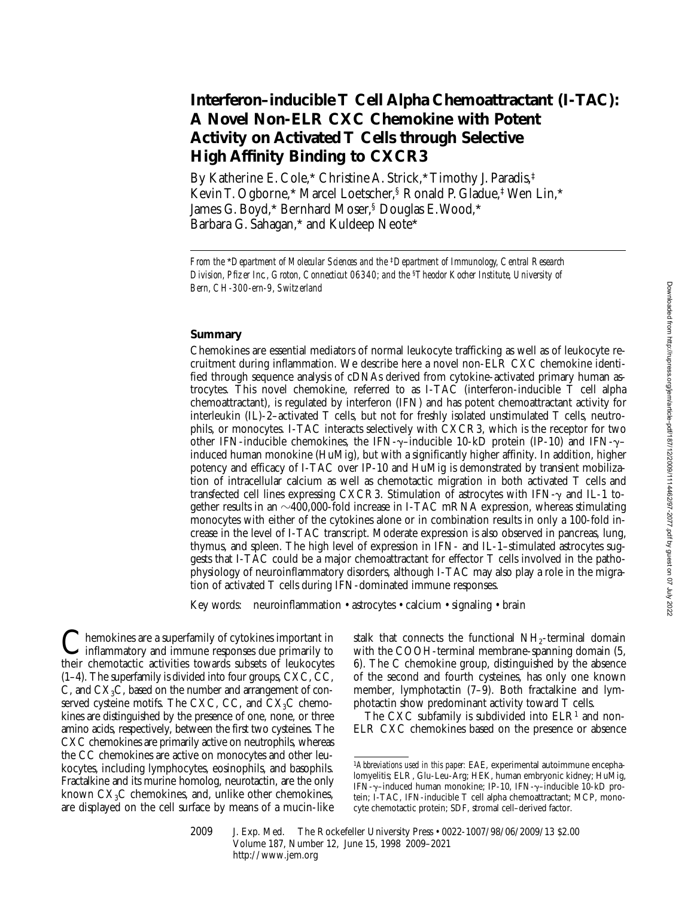# Interferon–inducible T Cell Alpha Chemoattractant (I-TAC): A Novel Non-ELR CXC Chemokine with Potent Activity on Activated T Cells through Selective High Affinity Binding to CXCR3

By Katherine E. Cole,* Christine A. Strick,* Timothy J. Paradis,‡ Kevin T. Ogborne,* Marcel Loetscher,§ Ronald P. Gladue,‡ Wen Lin,* James G. Boyd,* Bernhard Moser,§ Douglas E. Wood,* Barbara G. Sahagan,* and Kuldeep Neote*

*From the *Department of Molecular Sciences and the ‡Department of Immunology, Central Research Division, Pfizer Inc., Groton, Connecticut 06340; and the §Theodor Kocher Institute, University of Bern, CH-300-ern-9, Switzerland*

## Summary

Chemokines are essential mediators of normal leukocyte trafficking as well as of leukocyte recruitment during inflammation. We describe here a novel non-ELR CXC chemokine identified through sequence analysis of cDNAs derived from cytokine-activated primary human astrocytes. This novel chemokine, referred to as I-TAC (interferon-inducible T cell alpha chemoattractant), is regulated by interferon (IFN) and has potent chemoattractant activity for interleukin (IL)-2–activated T cells, but not for freshly isolated unstimulated T cells, neutrophils, or monocytes. I-TAC interacts selectively with CXCR3, which is the receptor for two other IFN-inducible chemokines, the IFN-γ–inducible 10-kD protein (IP-10) and IFN-γ–induced human monokine (HuMig), but with a significantly higher affinity. In addition, higher potency and efficacy of I-TAC over IP-10 and HuMig is demonstrated by transient mobilization of intracellular calcium as well as chemotactic migration in both activated T cells and transfected cell lines expressing CXCR3. Stimulation of astrocytes with IFN-γ and IL-1 together results in an ~400,000-fold increase in I-TAC mRNA expression, whereas stimulating monocytes with either of the cytokines alone or in combination results in only a 100-fold increase in the level of I-TAC transcript. Moderate expression is also observed in pancreas, lung, thymus, and spleen. The high level of expression in IFN- and IL-1–stimulated astrocytes suggests that I-TAC could be a major chemoattractant for effector T cells involved in the pathophysiology of neuroinflammatory disorders, although I-TAC may also play a role in the migration of activated T cells during IFN-dominated immune responses.

Key words: neuroinflammation • astrocytes • calcium • signaling • brain

Chemokines are a superfamily of cytokines important in inflammatory and immune responses due primarily to their chemotactic activities towards subsets of leukocytes (1–4). The superfamily is divided into four groups, CXC, CC, C, and $CX_3C$, based on the number and arrangement of conserved cysteine motifs. The CXC, CC, and $CX_3C$ chemokines are distinguished by the presence of one, none, or three amino acids, respectively, between the first two cysteines. The CXC chemokines are primarily active on neutrophils, whereas the CC chemokines are active on monocytes and other leukocytes, including lymphocytes, eosinophils, and basophils. Fractalkine and its murine homolog, neurotactin, are the only known $CX_3C$ chemokines, and, unlike other chemokines, are displayed on the cell surface by means of a mucin-like stalk that connects the functional $NH_2$-terminal domain with the COOH-terminal membrane-spanning domain (5, 6). The C chemokine group, distinguished by the absence of the second and fourth cysteines, has only one known member, lymphotactin (7–9). Both fractalkine and lymphotactin show predominant activity toward T cells.

The CXC subfamily is subdivided into ELR[1] and non-ELR CXC chemokines based on the presence or absence

[1]*Abbreviations used in this paper:* EAE, experimental autoimmune encephalomyelitis; ELR, Glu-Leu-Arg; HEK, human embryonic kidney; HuMig, IFN-γ–induced human monokine; IP-10, IFN-γ–inducible 10-kD protein; I-TAC, IFN-inducible T cell alpha chemoattractant; MCP, monocyte chemotactic protein; SDF, stromal cell–derived factor.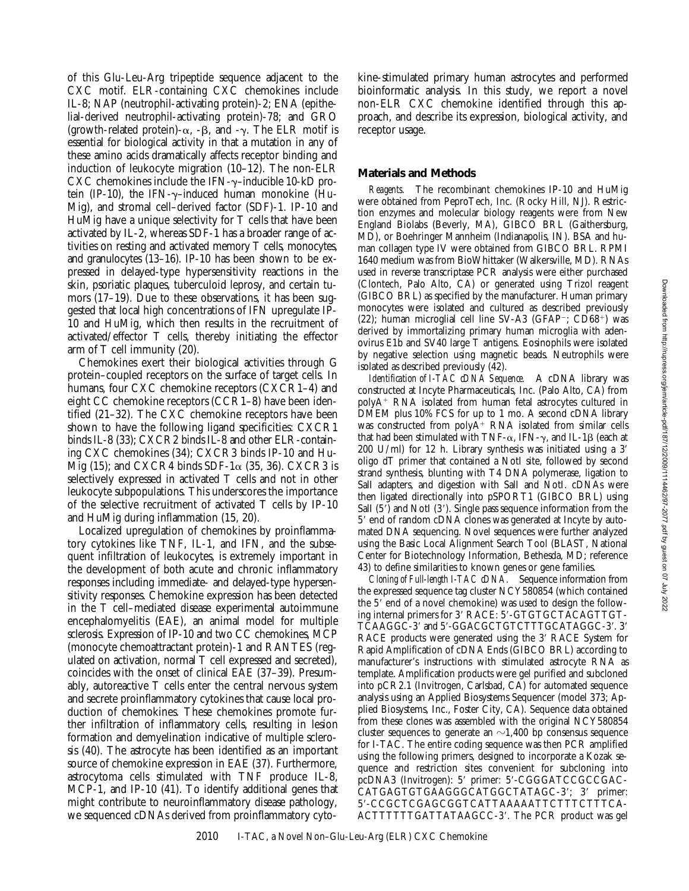of this Glu-Leu-Arg tripeptide sequence adjacent to the CXC motif. ELR-containing CXC chemokines include IL-8; NAP (neutrophil-activating protein)-2; ENA (epithelial-derived neutrophil-activating protein)-78; and GRO (growth-related protein)-α, -β, and -γ. The ELR motif is essential for biological activity in that a mutation in any of these amino acids dramatically affects receptor binding and induction of leukocyte migration (10–12). The non-ELR CXC chemokines include the IFN-γ–inducible 10-kD protein (IP-10), the IFN-γ–induced human monokine (HuMig), and stromal cell–derived factor (SDF)-1. IP-10 and HuMig have a unique selectivity for T cells that have been activated by IL-2, whereas SDF-1 has a broader range of activities on resting and activated memory T cells, monocytes, and granulocytes (13–16). IP-10 has been shown to be expressed in delayed-type hypersensitivity reactions in the skin, psoriatic plaques, tuberculoid leprosy, and certain tumors (17–19). Due to these observations, it has been suggested that local high concentrations of IFN upregulate IP-10 and HuMig, which then results in the recruitment of activated/effector T cells, thereby initiating the effector arm of T cell immunity (20).

Chemokines exert their biological activities through G protein–coupled receptors on the surface of target cells. In humans, four CXC chemokine receptors (CXCR1–4) and eight CC chemokine receptors (CCR1–8) have been identified (21–32). The CXC chemokine receptors have been shown to have the following ligand specificities: CXCR1 binds IL-8 (33); CXCR2 binds IL-8 and other ELR-containing CXC chemokines (34); CXCR3 binds IP-10 and HuMig (15); and CXCR4 binds SDF-1α (35, 36). CXCR3 is selectively expressed in activated T cells and not in other leukocyte subpopulations. This underscores the importance of the selective recruitment of activated T cells by IP-10 and HuMig during inflammation (15, 20).

Localized upregulation of chemokines by proinflammatory cytokines like TNF, IL-1, and IFN, and the subsequent infiltration of leukocytes, is extremely important in the development of both acute and chronic inflammatory responses including immediate- and delayed-type hypersensitivity responses. Chemokine expression has been detected in the T cell–mediated disease experimental autoimmune encephalomyelitis (EAE), an animal model for multiple sclerosis. Expression of IP-10 and two CC chemokines, MCP (monocyte chemoattractant protein)-1 and RANTES (regulated on activation, normal T cell expressed and secreted), coincides with the onset of clinical EAE (37–39). Presumably, autoreactive T cells enter the central nervous system and secrete proinflammatory cytokines that cause local production of chemokines. These chemokines promote further infiltration of inflammatory cells, resulting in lesion formation and demyelination indicative of multiple sclerosis (40). The astrocyte has been identified as an important source of chemokine expression in EAE (37). Furthermore, astrocytoma cells stimulated with TNF produce IL-8, MCP-1, and IP-10 (41). To identify additional genes that might contribute to neuroinflammatory disease pathology, we sequenced cDNAs derived from proinflammatory cytokine-stimulated primary human astrocytes and performed bioinformatic analysis. In this study, we report a novel non-ELR CXC chemokine identified through this approach, and describe its expression, biological activity, and receptor usage.

## Materials and Methods

*Reagents.* The recombinant chemokines IP-10 and HuMig were obtained from PeproTech, Inc. (Rocky Hill, NJ). Restriction enzymes and molecular biology reagents were from New England Biolabs (Beverly, MA), GIBCO BRL (Gaithersburg, MD), or Boehringer Mannheim (Indianapolis, IN). BSA and human collagen type IV were obtained from GIBCO BRL. RPMI 1640 medium was from BioWhittaker (Walkersville, MD). RNAs used in reverse transcriptase PCR analysis were either purchased (Clontech, Palo Alto, CA) or generated using Trizol reagent (GIBCO BRL) as specified by the manufacturer. Human primary monocytes were isolated and cultured as described previously (22); human microglial cell line SV-A3 ($GFAP^-$; $CD68^+$) was derived by immortalizing primary human microglia with adenovirus E1b and SV40 large T antigens. Eosinophils were isolated by negative selection using magnetic beads. Neutrophils were isolated as described previously (42).

*Identification of I-TAC cDNA Sequence.* A cDNA library was constructed at Incyte Pharmaceuticals, Inc. (Palo Alto, CA) from $polyA^+$ RNA isolated from human fetal astrocytes cultured in DMEM plus 10% FCS for up to 1 mo. A second cDNA library was constructed from $polyA^+$ RNA isolated from similar cells that had been stimulated with TNF-α, IFN-γ, and IL-1β (each at 200 U/ml) for 12 h. Library synthesis was initiated using a 3′ oligo dT primer that contained a NotI site, followed by second strand synthesis, blunting with T4 DNA polymerase, ligation to SalI adapters, and digestion with SalI and NotI. cDNAs were then ligated directionally into pSPORT1 (GIBCO BRL) using SalI (5′) and NotI (3′). Single pass sequence information from the 5′ end of random cDNA clones was generated at Incyte by automated DNA sequencing. Novel sequences were further analyzed using the Basic Local Alignment Search Tool (BLAST, National Center for Biotechnology Information, Bethesda, MD; reference 43) to define similarities to known genes or gene families.

*Cloning of Full-length I-TAC cDNA.* Sequence information from the expressed sequence tag cluster NCY580854 (which contained the 5′ end of a novel chemokine) was used to design the following internal primers for 3′ RACE: 5′-GTGTGCTACAGTTGTTCAAGGC-3′ and 5′-GGACGCTGTCTTTGCATAGGC-3′. 3′ RACE products were generated using the 3′ RACE System for Rapid Amplification of cDNA Ends (GIBCO BRL) according to manufacturer's instructions with stimulated astrocyte RNA as template. Amplification products were gel purified and subcloned into pCR2.1 (Invitrogen, Carlsbad, CA) for automated sequence analysis using an Applied Biosystems Sequencer (model 373; Applied Biosystems, Inc., Foster City, CA). Sequence data obtained from these clones was assembled with the original NCY580854 cluster sequences to generate an ~1,400 bp consensus sequence for I-TAC. The entire coding sequence was then PCR amplified using the following primers, designed to incorporate a Kozak sequence and restriction sites convenient for subcloning into pcDNA3 (Invitrogen): 5′ primer: 5′-CGGGATCCGCCGACCATGAGTGTGAAGGGCATGGCTATAGC-3′; 3′ primer: 5′-CCGCTCGAGCGGTCATTAAAAATTCTTTCTTTCAACTTTTTTGATTATAAGCC-3′. The PCR product was gel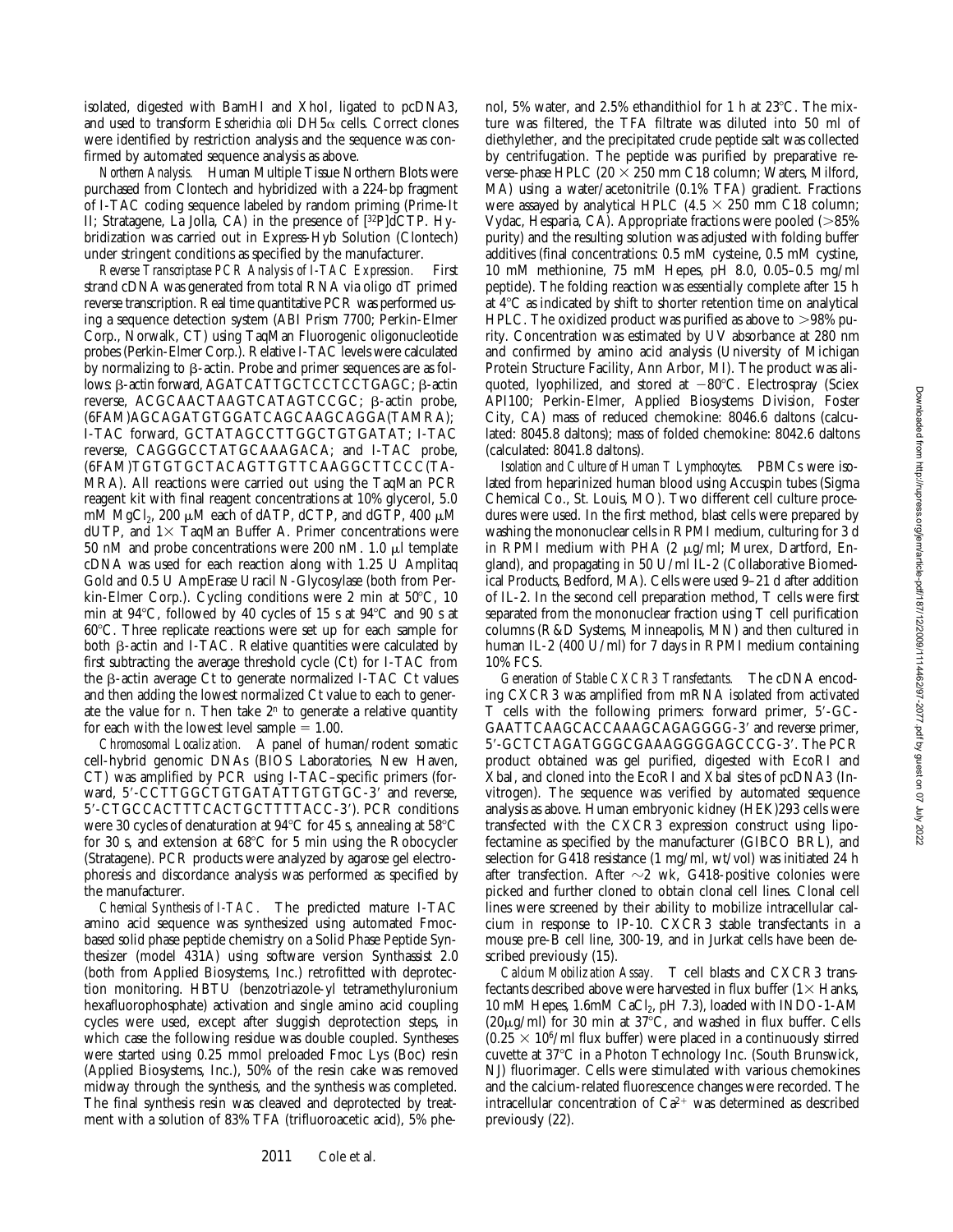isolated, digested with BamHI and XhoI, ligated to pcDNA3, and used to transform *Escherichia coli* DH5α cells. Correct clones were identified by restriction analysis and the sequence was confirmed by automated sequence analysis as above.

*Northern Analysis.* Human Multiple Tissue Northern Blots were purchased from Clontech and hybridized with a 224-bp fragment of I-TAC coding sequence labeled by random priming (Prime-It II; Stratagene, La Jolla, CA) in the presence of [$^{32}$P]dCTP. Hybridization was carried out in Express-Hyb Solution (Clontech) under stringent conditions as specified by the manufacturer.

*Reverse Transcriptase PCR Analysis of I-TAC Expression.* First strand cDNA was generated from total RNA via oligo dT primed reverse transcription. Real time quantitative PCR was performed using a sequence detection system (ABI Prism 7700; Perkin-Elmer Corp., Norwalk, CT) using TaqMan Fluorogenic oligonucleotide probes (Perkin-Elmer Corp.). Relative I-TAC levels were calculated by normalizing to β-actin. Probe and primer sequences are as follows: β-actin forward, AGATCATTGCTCCTCCTGAGC; β-actin reverse, ACGCAACTAAGTCATAGTCCGC; β-actin probe, (6FAM)AGCAGATGTGGATCAGCAAGCAGGA(TAMRA); I-TAC forward, GCTATAGCCTTGGCTGTGATAT; I-TAC reverse, CAGGGCCTATGCAAAGACA; and I-TAC probe, (6FAM)TGTGTGCTACAGTTGTTCAAGGCTTCCC(TAMRA). All reactions were carried out using the TaqMan PCR reagent kit with final reagent concentrations at 10% glycerol, 5.0 mM $MgCl_2$, 200 μM each of dATP, dCTP, and dGTP, 400 μM dUTP, and 1× TaqMan Buffer A. Primer concentrations were 50 nM and probe concentrations were 200 nM. 1.0 μl template cDNA was used for each reaction along with 1.25 U Amplitaq Gold and 0.5 U AmpErase Uracil *N*-Glycosylase (both from Perkin-Elmer Corp.). Cycling conditions were 2 min at 50°C, 10 min at 94°C, followed by 40 cycles of 15 s at 94°C and 90 s at 60°C. Three replicate reactions were set up for each sample for both β-actin and I-TAC. Relative quantities were calculated by first subtracting the average threshold cycle (Ct) for I-TAC from the β-actin average Ct to generate normalized I-TAC Ct values and then adding the lowest normalized Ct value to each to generate the value for *n*. Then take $2^n$ to generate a relative quantity for each with the lowest level sample = 1.00.

*Chromosomal Localization.* A panel of human/rodent somatic cell-hybrid genomic DNAs (BIOS Laboratories, New Haven, CT) was amplified by PCR using I-TAC–specific primers (forward, 5′-CCTTGGCTGTGATATTGTGTGC-3′ and reverse, 5′-CTGCCACTTTCACTGCTTTTACC-3′). PCR conditions were 30 cycles of denaturation at 94°C for 45 s, annealing at 58°C for 30 s, and extension at 68°C for 5 min using the Robocycler (Stratagene). PCR products were analyzed by agarose gel electrophoresis and discordance analysis was performed as specified by the manufacturer.

*Chemical Synthesis of I-TAC.* The predicted mature I-TAC amino acid sequence was synthesized using automated Fmoc-based solid phase peptide chemistry on a Solid Phase Peptide Synthesizer (model 431A) using software version Synthassist 2.0 (both from Applied Biosystems, Inc.) retrofitted with deprotection monitoring. HBTU (benzotriazole-yl tetramethyluronium hexafluorophosphate) activation and single amino acid coupling cycles were used, except after sluggish deprotection steps, in which case the following residue was double coupled. Syntheses were started using 0.25 mmol preloaded Fmoc Lys (Boc) resin (Applied Biosystems, Inc.), 50% of the resin cake was removed midway through the synthesis, and the synthesis was completed. The final synthesis resin was cleaved and deprotected by treatment with a solution of 83% TFA (trifluoroacetic acid), 5% phenol, 5% water, and 2.5% ethandithiol for 1 h at 23°C. The mixture was filtered, the TFA filtrate was diluted into 50 ml of diethylether, and the precipitated crude peptide salt was collected by centrifugation. The peptide was purified by preparative reverse-phase HPLC (20 × 250 mm C18 column; Waters, Milford, MA) using a water/acetonitrile (0.1% TFA) gradient. Fractions were assayed by analytical HPLC (4.5 × 250 mm C18 column; Vydac, Hesparia, CA). Appropriate fractions were pooled (>85% purity) and the resulting solution was adjusted with folding buffer additives (final concentrations: 0.5 mM cysteine, 0.5 mM cystine, 10 mM methionine, 75 mM Hepes, pH 8.0, 0.05–0.5 mg/ml peptide). The folding reaction was essentially complete after 15 h at 4°C as indicated by shift to shorter retention time on analytical HPLC. The oxidized product was purified as above to >98% purity. Concentration was estimated by UV absorbance at 280 nm and confirmed by amino acid analysis (University of Michigan Protein Structure Facility, Ann Arbor, MI). The product was aliquoted, lyophilized, and stored at −80°C. Electrospray (Sciex API100; Perkin-Elmer, Applied Biosystems Division, Foster City, CA) mass of reduced chemokine: 8046.6 daltons (calculated: 8045.8 daltons); mass of folded chemokine: 8042.6 daltons (calculated: 8041.8 daltons).

*Isolation and Culture of Human T Lymphocytes.* PBMCs were isolated from heparinized human blood using Accuspin tubes (Sigma Chemical Co., St. Louis, MO). Two different cell culture procedures were used. In the first method, blast cells were prepared by washing the mononuclear cells in RPMI medium, culturing for 3 d in RPMI medium with PHA (2 μg/ml; Murex, Dartford, England), and propagating in 50 U/ml IL-2 (Collaborative Biomedical Products, Bedford, MA). Cells were used 9–21 d after addition of IL-2. In the second cell preparation method, T cells were first separated from the mononuclear fraction using T cell purification columns (R&D Systems, Minneapolis, MN) and then cultured in human IL-2 (400 U/ml) for 7 days in RPMI medium containing 10% FCS.

*Generation of Stable CXCR3 Transfectants.* The cDNA encoding CXCR3 was amplified from mRNA isolated from activated T cells with the following primers: forward primer, 5′-GCGAATTCAAGCACCAAAGCAGAGGGG-3′ and reverse primer, 5′-GCTCTAGATGGGCGAAAGGGGAGCCCG-3′. The PCR product obtained was gel purified, digested with EcoRI and XbaI, and cloned into the EcoRI and XbaI sites of pcDNA3 (Invitrogen). The sequence was verified by automated sequence analysis as above. Human embryonic kidney (HEK)293 cells were transfected with the CXCR3 expression construct using lipofectamine as specified by the manufacturer (GIBCO BRL), and selection for G418 resistance (1 mg/ml, wt/vol) was initiated 24 h after transfection. After ∼2 wk, G418-positive colonies were picked and further cloned to obtain clonal cell lines. Clonal cell lines were screened by their ability to mobilize intracellular calcium in response to IP-10. CXCR3 stable transfectants in a mouse pre-B cell line, 300-19, and in Jurkat cells have been described previously (15).

*Calcium Mobilization Assay.* T cell blasts and CXCR3 transfectants described above were harvested in flux buffer (1× Hanks, 10 mM Hepes, 1.6mM $CaCl_2$, pH 7.3), loaded with INDO-1-AM (20μg/ml) for 30 min at 37°C, and washed in flux buffer. Cells ($0.25 \times 10^6$/ml flux buffer) were placed in a continuously stirred cuvette at 37°C in a Photon Technology Inc. (South Brunswick, NJ) fluorimager. Cells were stimulated with various chemokines and the calcium-related fluorescence changes were recorded. The intracellular concentration of $Ca^{2+}$ was determined as described previously (22).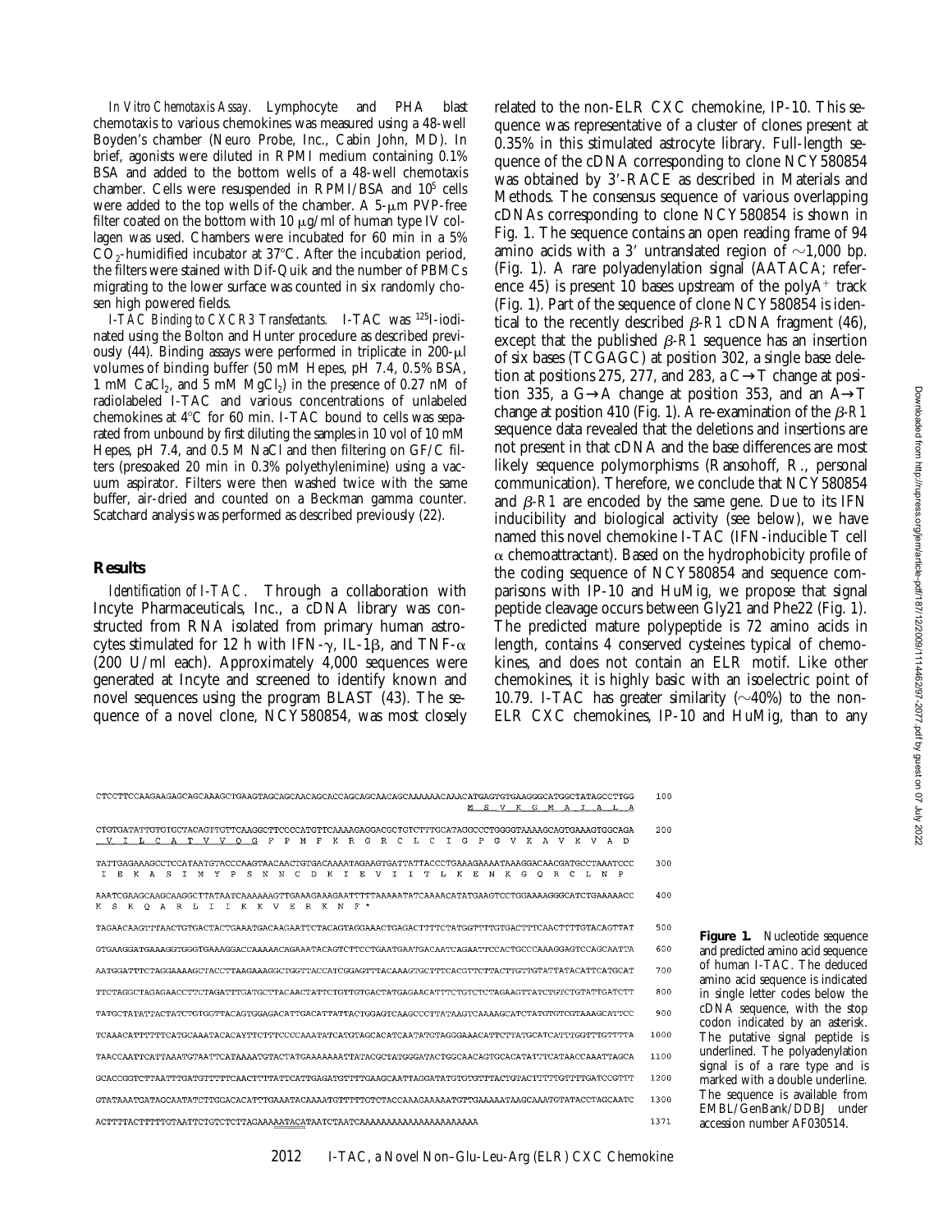*In Vitro Chemotaxis Assay.* Lymphocyte and PHA blast chemotaxis to various chemokines was measured using a 48-well Boyden's chamber (Neuro Probe, Inc., Cabin John, MD). In brief, agonists were diluted in RPMI medium containing 0.1% BSA and added to the bottom wells of a 48-well chemotaxis chamber. Cells were resuspended in RPMI/BSA and $10^5$ cells were added to the top wells of the chamber. A 5-μm PVP-free filter coated on the bottom with 10 μg/ml of human type IV collagen was used. Chambers were incubated for 60 min in a 5% $CO_2$-humidified incubator at 37°C. After the incubation period, the filters were stained with Dif-Quik and the number of PBMCs migrating to the lower surface was counted in six randomly chosen high powered fields.

*I-TAC Binding to CXCR3 Transfectants.* I-TAC was $^{125}$I-iodinated using the Bolton and Hunter procedure as described previously (44). Binding assays were performed in triplicate in 200-μl volumes of binding buffer (50 mM Hepes, pH 7.4, 0.5% BSA, 1 mM $CaCl_2$, and 5 mM $MgCl_2$) in the presence of 0.27 nM of radiolabeled I-TAC and various concentrations of unlabeled chemokines at 4°C for 60 min. I-TAC bound to cells was separated from unbound by first diluting the samples in 10 vol of 10 mM Hepes, pH 7.4, and 0.5 M NaCl and then filtering on GF/C filters (presoaked 20 min in 0.3% polyethylenimine) using a vacuum aspirator. Filters were then washed twice with the same buffer, air-dried and counted on a Beckman gamma counter. Scatchard analysis was performed as described previously (22).

## Results

*Identification of I-TAC.* Through a collaboration with Incyte Pharmaceuticals, Inc., a cDNA library was constructed from RNA isolated from primary human astrocytes stimulated for 12 h with IFN-γ, IL-1β, and TNF-α (200 U/ml each). Approximately 4,000 sequences were generated at Incyte and screened to identify known and novel sequences using the program BLAST (43). The sequence of a novel clone, NCY580854, was most closely related to the non-ELR CXC chemokine, IP-10. This sequence was representative of a cluster of clones present at 0.35% in this stimulated astrocyte library. Full-length sequence of the cDNA corresponding to clone NCY580854 was obtained by 3′-RACE as described in Materials and Methods. The consensus sequence of various overlapping cDNAs corresponding to clone NCY580854 is shown in Fig. 1. The sequence contains an open reading frame of 94 amino acids with a 3′ untranslated region of ~1,000 bp. (Fig. 1). A rare polyadenylation signal (AATACA; reference 45) is present 10 bases upstream of the polyA$^+$ track (Fig. 1). Part of the sequence of clone NCY580854 is identical to the recently described *β-R1* cDNA fragment (46), except that the published *β-R1* sequence has an insertion of six bases (TCGAGC) at position 302, a single base deletion at positions 275, 277, and 283, a C→T change at position 335, a G→A change at position 353, and an A→T change at position 410 (Fig. 1). A re-examination of the *β-R1* sequence data revealed that the deletions and insertions are not present in that cDNA and the base differences are most likely sequence polymorphisms (Ransohoff, R., personal communication). Therefore, we conclude that NCY580854 and *β-R1* are encoded by the same gene. Due to its IFN inducibility and biological activity (see below), we have named this novel chemokine I-TAC (IFN-inducible T cell α chemoattractant). Based on the hydrophobicity profile of the coding sequence of NCY580854 and sequence comparisons with IP-10 and HuMig, we propose that signal peptide cleavage occurs between Gly21 and Phe22 (Fig. 1). The predicted mature polypeptide is 72 amino acids in length, contains 4 conserved cysteines typical of chemokines, and does not contain an ELR motif. Like other chemokines, it is highly basic with an isoelectric point of 10.79. I-TAC has greater similarity (~40%) to the non-ELR CXC chemokines, IP-10 and HuMig, than to any

```
CTCCTTCCAAGAAGAGCAGCAAAGCTGAAGTAGCAGCAACAGCACCAGCAGCAACAGCAAAAAACAAACATGAGTGTGAAGGGCATGGCTATAGCCTTGG    100
                                                                      M  S  V  K  G  M  A  I  A  L  A
CTGTGATATTGTGTGCTACAGTTGTTCAAGGCTTCCCCATGTTCAAAAGAGGACGCTGTCTTTGCATAGGCCCTGGGGTAAAAGCAGTGAAAGTGGCAGA    200
 V  I  L  C  A  T  V  V  Q  G  F  P  M  F  K  R  G  R  C  L  C  I  G  P  G  V  K  A  V  K  V  A  D
TATTGAGAAAGCCTCCATAATGTACCCAAGTAACAACTGTGACAAAATAGAAGTGATTATTACCCTGAAAGAAAATAAAGGACAACGATGCCTAAATCCC    300
 I  E  K  A  S  I  M  Y  P  S  N  N  C  D  K  I  E  V  I  I  T  L  K  E  N  K  G  Q  R  C  L  N  P
AAATCGAAGCAAGCAAGGCTTATAATCAAAAAAGTTGAAAGAAAGAATTTTTAAAAATATCAAAACATATGAAGTCCTGGAAAAGGGCATCTGAAAAACC    400
K  S  K  Q  A  R  L  I  I  K  K  V  E  R  K  N  F  *
TAGAACAAGTTTAACTGTGACTACTGAAATGACAAGAATTCTACAGTAGGAAACTGAGACTTTTCTATGGTTTTGTGACTTTCAACTTTTGTACAGTTAT    500
GTGAAGGATGAAAGGTGGGTGAAAGGACCAAAAACAGAAATACAGTCTTCCTGAATGAATGACAATCAGAATTCCACTGCCCAAAGGAGTCCAGCAATTA    600
AATGGATTTCTAGGAAAAGCTACCTTAAGAAAGGCTGGTTACCATCGGAGTTTACAAAGTGCTTTCACGTTCTTACTTGTTGTATTATACATTCATGCAT    700
TTCTAGGCTAGAGAACCTTCTAGATTTGATGCTTACAACTATTCTGTTGTGACTATGAGAACATTTCTGTCTCTAGAAGTTATCTGTCTGTATTGATCTT    800
TATGCTATATTACTATCTGTGGTTACAGTGGAGACATTGACATTATTACTGGAGTCAAGCCCTTATAAGTCAAAAGCATCTATGTGTCGTAAAGCATTCC    900
TCAAACATTTTTTCATGCAAATACACAYTTCTTTCCCCAAATATCATGTAGCACATCAATATGTAGGGAAACATTCTTATGCATCATTTGGTTTGTTTTA   1000
TAACCAATTCATTAAATGTAATTCATAAAATGTACTATGAAAAAAATTATACGCTATGGGATACTGGCAACAGTGCACATATTTCATAACCAAATTAGCA   1100
GCACCGGTCTTAATTTGATGTTTTTCAACTTTTATTCATTGAGATGTTTTGAAGCAATTAGGATATGTGTGTTTACTGTACTTTTTGTTTTGATCCGTTT   1200
GTATAAATGATAGCAATATCTTGGACACATTTGAAATACAAAATGTTTTTGTCTACCAAAGAAAAATGTTGAAAAATAAGCAAATGTATACCTAGCAATC   1300
ACTTTTACTTTTTGTAATTCTGTCTCTTAGAAAAATACATAATCTAATCAAAAAAAAAAAAAAAAAAAAA                                1371
```

**Figure 1.** Nucleotide sequence and predicted amino acid sequence of human I-TAC. The deduced amino acid sequence is indicated in single letter codes below the cDNA sequence, with the stop codon indicated by an asterisk. The putative signal peptide is underlined. The polyadenylation signal is of a rare type and is marked with a double underline. The sequence is available from EMBL/GenBank/DDBJ under accession number AF030514.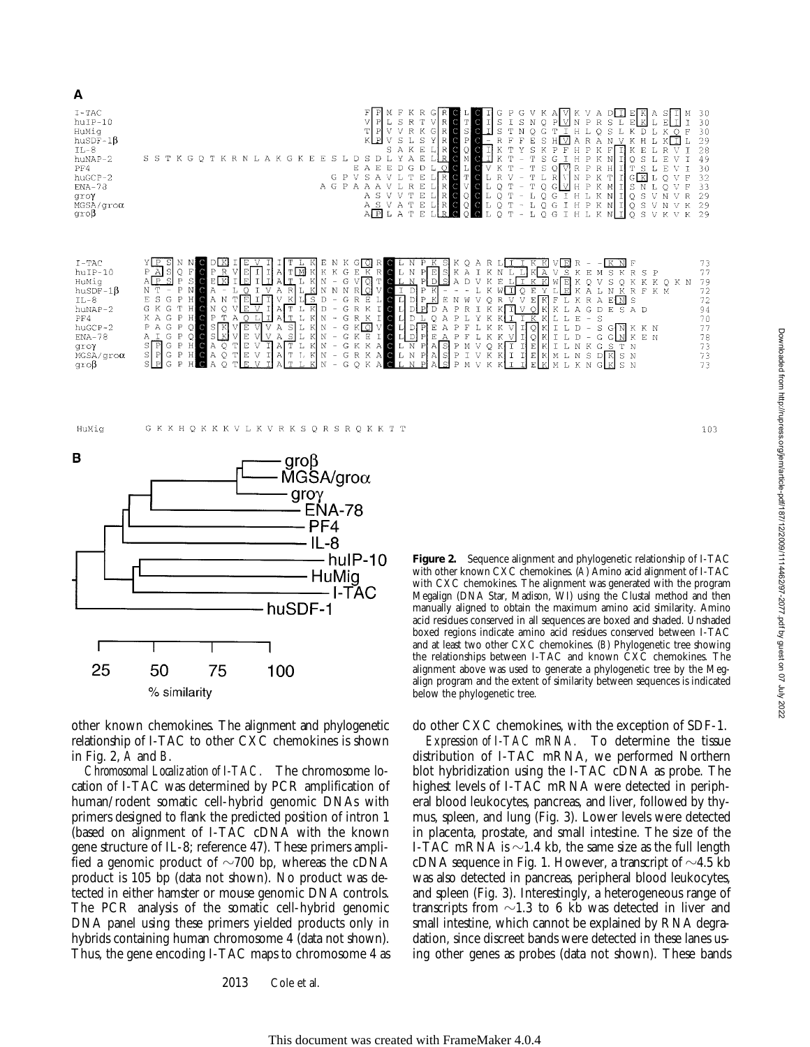**Figure 2.** Sequence alignment and phylogenetic relationship of I-TAC with other known CXC chemokines. (*A*) Amino acid alignment of I-TAC with CXC chemokines. The alignment was generated with the program Megalign (DNA Star, Madison, WI) using the Clustal method and then manually aligned to obtain the maximum amino acid similarity. Amino acid residues conserved in all sequences are boxed and shaded. Unshaded boxed regions indicate amino acid residues conserved between I-TAC and at least two other CXC chemokines. (*B*) Phylogenetic tree showing the relationships between I-TAC and known CXC chemokines. The alignment above was used to generate a phylogenetic tree by the Megalign program and the extent of similarity between sequences is indicated below the phylogenetic tree.

other known chemokines. The alignment and phylogenetic relationship of I-TAC to other CXC chemokines is shown in Fig. 2, *A* and *B*.

*Chromosomal Localization of I-TAC.* The chromosome location of I-TAC was determined by PCR amplification of human/rodent somatic cell-hybrid genomic DNAs with primers designed to flank the predicted position of intron 1 (based on alignment of I-TAC cDNA with the known gene structure of IL-8; reference 47). These primers amplified a genomic product of ~700 bp, whereas the cDNA product is 105 bp (data not shown). No product was detected in either hamster or mouse genomic DNA controls. The PCR analysis of the somatic cell-hybrid genomic DNA panel using these primers yielded products only in hybrids containing human chromosome 4 (data not shown). Thus, the gene encoding I-TAC maps to chromosome 4 as do other CXC chemokines, with the exception of SDF-1.

*Expression of I-TAC mRNA.* To determine the tissue distribution of I-TAC mRNA, we performed Northern blot hybridization using the I-TAC cDNA as probe. The highest levels of I-TAC mRNA were detected in peripheral blood leukocytes, pancreas, and liver, followed by thymus, spleen, and lung (Fig. 3). Lower levels were detected in placenta, prostate, and small intestine. The size of the I-TAC mRNA is ~1.4 kb, the same size as the full length cDNA sequence in Fig. 1. However, a transcript of ~4.5 kb was also detected in pancreas, peripheral blood leukocytes, and spleen (Fig. 3). Interestingly, a heterogeneous range of transcripts from ~1.3 to 6 kb was detected in liver and small intestine, which cannot be explained by RNA degradation, since discreet bands were detected in these lanes using other genes as probes (data not shown). These bands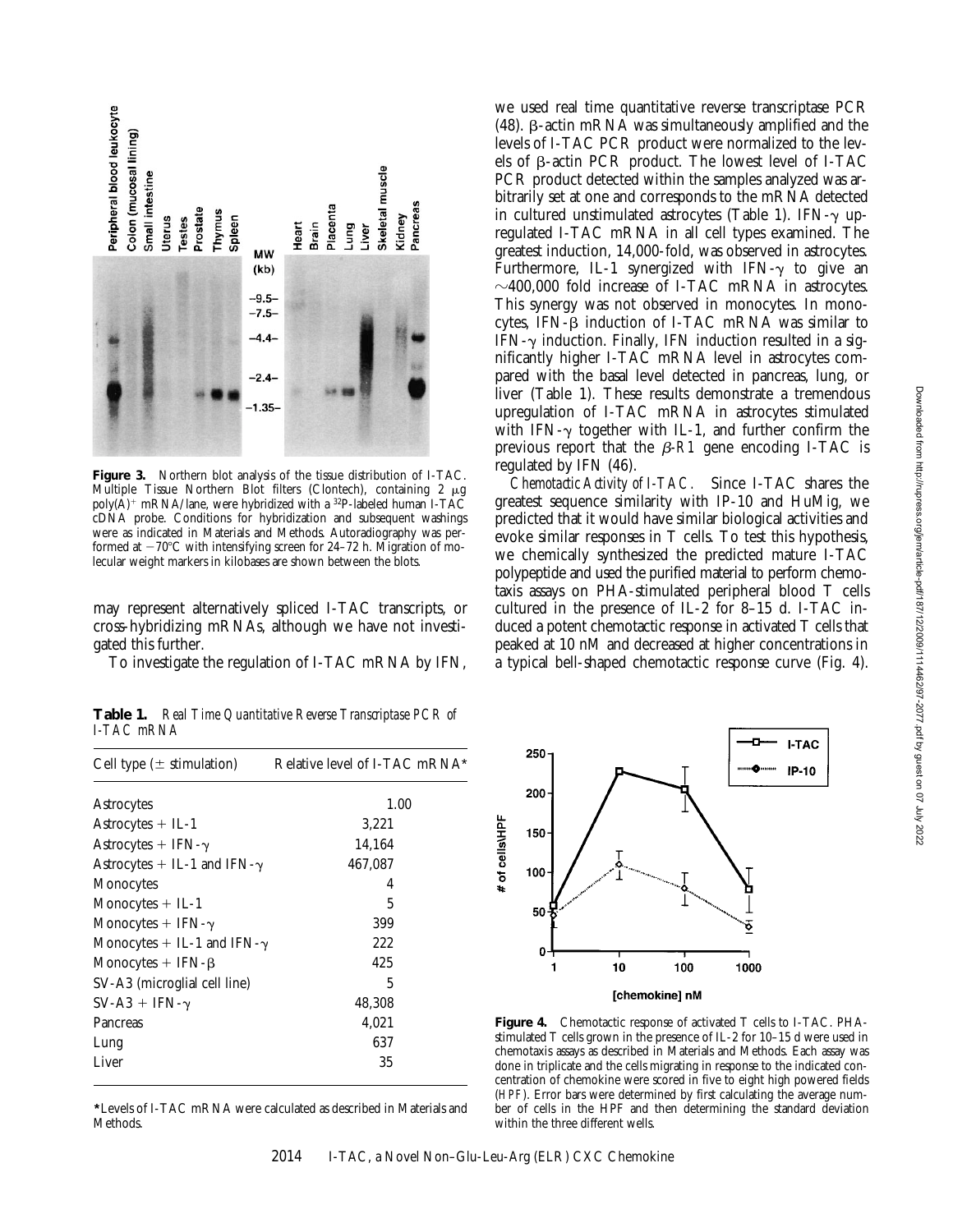**Figure 3.** Northern blot analysis of the tissue distribution of I-TAC. Multiple Tissue Northern Blot filters (Clontech), containing 2 μg poly(A)[+] mRNA/lane, were hybridized with a $^{32}$P-labeled human I-TAC cDNA probe. Conditions for hybridization and subsequent washings were as indicated in Materials and Methods. Autoradiography was performed at −70°C with intensifying screen for 24–72 h. Migration of molecular weight markers in kilobases are shown between the blots.

may represent alternatively spliced I-TAC transcripts, or cross-hybridizing mRNAs, although we have not investigated this further.

To investigate the regulation of I-TAC mRNA by IFN, we used real time quantitative reverse transcriptase PCR (48). β-actin mRNA was simultaneously amplified and the levels of I-TAC PCR product were normalized to the levels of β-actin PCR product. The lowest level of I-TAC PCR product detected within the samples analyzed was arbitrarily set at one and corresponds to the mRNA detected in cultured unstimulated astrocytes (Table 1). IFN-γ upregulated I-TAC mRNA in all cell types examined. The greatest induction, 14,000-fold, was observed in astrocytes. Furthermore, IL-1 synergized with IFN-γ to give an ~400,000 fold increase of I-TAC mRNA in astrocytes. This synergy was not observed in monocytes. In monocytes, IFN-β induction of I-TAC mRNA was similar to IFN-γ induction. Finally, IFN induction resulted in a significantly higher I-TAC mRNA level in astrocytes compared with the basal level detected in pancreas, lung, or liver (Table 1). These results demonstrate a tremendous upregulation of I-TAC mRNA in astrocytes stimulated with IFN-γ together with IL-1, and further confirm the previous report that the *β-R1* gene encoding I-TAC is regulated by IFN (46).

**Table 1.** *Real Time Quantitative Reverse Transcriptase PCR of I-TAC mRNA*

| Cell type (± stimulation) | Relative level of I-TAC mRNA* |
|---|---|
| Astrocytes | 1.00 |
| Astrocytes + IL-1 | 3,221 |
| Astrocytes + IFN-γ | 14,164 |
| Astrocytes + IL-1 and IFN-γ | 467,087 |
| Monocytes | 4 |
| Monocytes + IL-1 | 5 |
| Monocytes + IFN-γ | 399 |
| Monocytes + IL-1 and IFN-γ | 222 |
| Monocytes + IFN-β | 425 |
| SV-A3 (microglial cell line) | 5 |
| SV-A3 + IFN-γ | 48,308 |
| Pancreas | 4,021 |
| Lung | 637 |
| Liver | 35 |

*Levels of I-TAC mRNA were calculated as described in Materials and Methods.

*Chemotactic Activity of I-TAC.* Since I-TAC shares the greatest sequence similarity with IP-10 and HuMig, we predicted that it would have similar biological activities and evoke similar responses in T cells. To test this hypothesis, we chemically synthesized the predicted mature I-TAC polypeptide and used the purified material to perform chemotaxis assays on PHA-stimulated peripheral blood T cells cultured in the presence of IL-2 for 8–15 d. I-TAC induced a potent chemotactic response in activated T cells that peaked at 10 nM and decreased at higher concentrations in a typical bell-shaped chemotactic response curve (Fig. 4).

**Figure 4.** Chemotactic response of activated T cells to I-TAC. PHA-stimulated T cells grown in the presence of IL-2 for 10–15 d were used in chemotaxis assays as described in Materials and Methods. Each assay was done in triplicate and the cells migrating in response to the indicated concentration of chemokine were scored in five to eight high powered fields (*HPF*). Error bars were determined by first calculating the average number of cells in the HPF and then determining the standard deviation within the three different wells.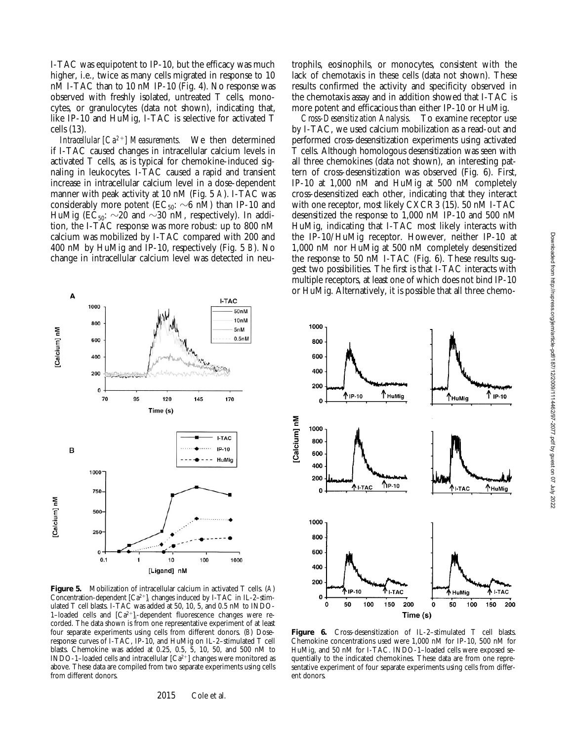I-TAC was equipotent to IP-10, but the efficacy was much higher, i.e., twice as many cells migrated in response to 10 nM I-TAC than to 10 nM IP-10 (Fig. 4). No response was observed with freshly isolated, untreated T cells, monocytes, or granulocytes (data not shown), indicating that, like IP-10 and HuMig, I-TAC is selective for activated T cells (13).

*Intracellular $[Ca^{2+}]$ Measurements.* We then determined if I-TAC caused changes in intracellular calcium levels in activated T cells, as is typical for chemokine-induced signaling in leukocytes. I-TAC caused a rapid and transient increase in intracellular calcium level in a dose-dependent manner with peak activity at 10 nM (Fig. 5 *A*). I-TAC was considerably more potent ($EC_{50}$: ~6 nM) than IP-10 and HuMig ($EC_{50}$: ~20 and ~30 nM, respectively). In addition, the I-TAC response was more robust: up to 800 nM calcium was mobilized by I-TAC compared with 200 and 400 nM by HuMig and IP-10, respectively (Fig. 5 *B*). No change in intracellular calcium level was detected in neutrophils, eosinophils, or monocytes, consistent with the lack of chemotaxis in these cells (data not shown). These results confirmed the activity and specificity observed in the chemotaxis assay and in addition showed that I-TAC is more potent and efficacious than either IP-10 or HuMig.

*Cross-Desensitization Analysis.* To examine receptor use by I-TAC, we used calcium mobilization as a read-out and performed cross-desensitization experiments using activated T cells. Although homologous desensitization was seen with all three chemokines (data not shown), an interesting pattern of cross-desensitization was observed (Fig. 6). First, IP-10 at 1,000 nM and HuMig at 500 nM completely cross-desensitized each other, indicating that they interact with one receptor, most likely CXCR3 (15). 50 nM I-TAC desensitized the response to 1,000 nM IP-10 and 500 nM HuMig, indicating that I-TAC most likely interacts with the IP-10/HuMig receptor. However, neither IP-10 at 1,000 nM nor HuMig at 500 nM completely desensitized the response to 50 nM I-TAC (Fig. 6). These results suggest two possibilities. The first is that I-TAC interacts with multiple receptors, at least one of which does not bind IP-10 or HuMig. Alternatively, it is possible that all three chemo-

**Figure 5.** Mobilization of intracellular calcium in activated T cells. (*A*) Concentration-dependent $[Ca^{2+}]_i$ changes induced by I-TAC in IL-2–stimulated T cell blasts. I-TAC was added at 50, 10, 5, and 0.5 nM to INDO-1–loaded cells and $[Ca^{2+}]_i$-dependent fluorescence changes were recorded. The data shown is from one representative experiment of at least four separate experiments using cells from different donors. (*B*) Dose-response curves of I-TAC, IP-10, and HuMig on IL-2–stimulated T cell blasts. Chemokine was added at 0.25, 0.5, 5, 10, 50, and 500 nM to INDO-1–loaded cells and intracellular $[Ca^{2+}]$ changes were monitored as above. These data are compiled from two separate experiments using cells from different donors.

**Figure 6.** Cross-desensitization of IL-2–stimulated T cell blasts. Chemokine concentrations used were 1,000 nM for IP-10, 500 nM for HuMig, and 50 nM for I-TAC. INDO-1–loaded cells were exposed sequentially to the indicated chemokines. These data are from one representative experiment of four separate experiments using cells from different donors.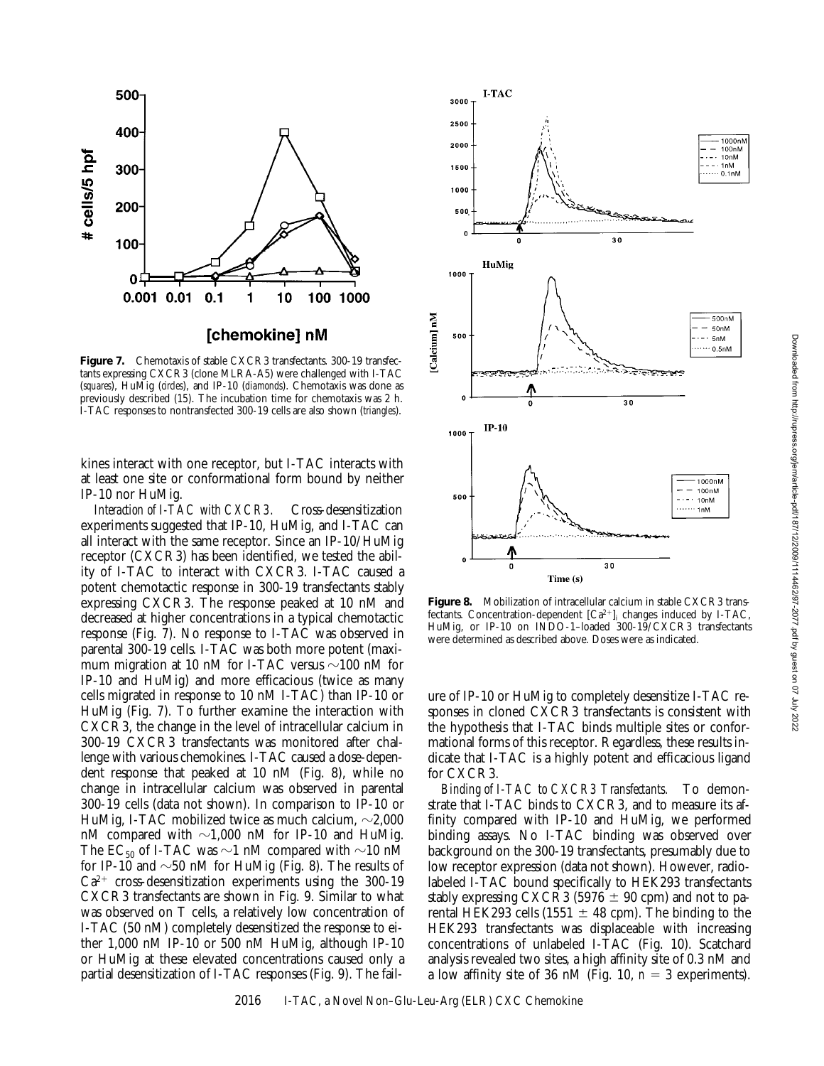**Figure 7.** Chemotaxis of stable CXCR3 transfectants. 300-19 transfectants expressing CXCR3 (clone MLRA-A5) were challenged with I-TAC (*squares*), HuMig (*circles*), and IP-10 (*diamonds*). Chemotaxis was done as previously described (15). The incubation time for chemotaxis was 2 h. I-TAC responses to nontransfected 300-19 cells are also shown (*triangles*).

kines interact with one receptor, but I-TAC interacts with at least one site or conformational form bound by neither IP-10 nor HuMig.

*Interaction of I-TAC with CXCR3.* Cross-desensitization experiments suggested that IP-10, HuMig, and I-TAC can all interact with the same receptor. Since an IP-10/HuMig receptor (CXCR3) has been identified, we tested the ability of I-TAC to interact with CXCR3. I-TAC caused a potent chemotactic response in 300-19 transfectants stably expressing CXCR3. The response peaked at 10 nM and decreased at higher concentrations in a typical chemotactic response (Fig. 7). No response to I-TAC was observed in parental 300-19 cells. I-TAC was both more potent (maximum migration at 10 nM for I-TAC versus ~100 nM for IP-10 and HuMig) and more efficacious (twice as many cells migrated in response to 10 nM I-TAC) than IP-10 or HuMig (Fig. 7). To further examine the interaction with CXCR3, the change in the level of intracellular calcium in 300-19 CXCR3 transfectants was monitored after challenge with various chemokines. I-TAC caused a dose-dependent response that peaked at 10 nM (Fig. 8), while no change in intracellular calcium was observed in parental 300-19 cells (data not shown). In comparison to IP-10 or HuMig, I-TAC mobilized twice as much calcium, ~2,000 nM compared with ~1,000 nM for IP-10 and HuMig. The $EC_{50}$ of I-TAC was ~1 nM compared with ~10 nM for IP-10 and ~50 nM for HuMig (Fig. 8). The results of $Ca^{2+}$ cross-desensitization experiments using the 300-19 CXCR3 transfectants are shown in Fig. 9. Similar to what was observed on T cells, a relatively low concentration of I-TAC (50 nM) completely desensitized the response to either 1,000 nM IP-10 or 500 nM HuMig, although IP-10 or HuMig at these elevated concentrations caused only a partial desensitization of I-TAC responses (Fig. 9). The failure of IP-10 or HuMig to completely desensitize I-TAC responses in cloned CXCR3 transfectants is consistent with the hypothesis that I-TAC binds multiple sites or conformational forms of this receptor. Regardless, these results indicate that I-TAC is a highly potent and efficacious ligand for CXCR3.

**Figure 8.** Mobilization of intracellular calcium in stable CXCR3 transfectants. Concentration-dependent $[Ca^{2+}]_i$ changes induced by I-TAC, HuMig, or IP-10 on INDO-1–loaded 300-19/CXCR3 transfectants were determined as described above. Doses were as indicated.

*Binding of I-TAC to CXCR3 Transfectants.* To demonstrate that I-TAC binds to CXCR3, and to measure its affinity compared with IP-10 and HuMig, we performed binding assays. No I-TAC binding was observed over background on the 300-19 transfectants, presumably due to low receptor expression (data not shown). However, radiolabeled I-TAC bound specifically to HEK293 transfectants stably expressing CXCR3 (5976 ± 90 cpm) and not to parental HEK293 cells (1551 ± 48 cpm). The binding to the HEK293 transfectants was displaceable with increasing concentrations of unlabeled I-TAC (Fig. 10). Scatchard analysis revealed two sites, a high affinity site of 0.3 nM and a low affinity site of 36 nM (Fig. 10, $n = 3$ experiments).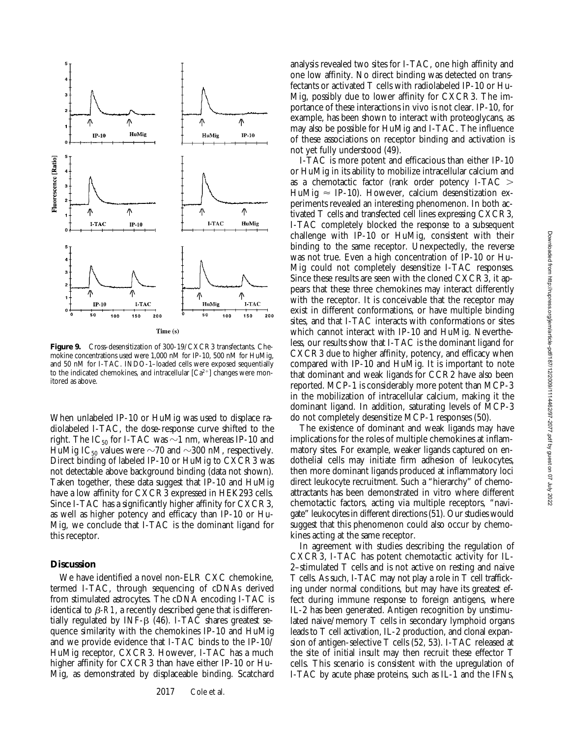**Figure 9.** Cross-desensitization of 300-19/CXCR3 transfectants. Chemokine concentrations used were 1,000 nM for IP-10, 500 nM for HuMig, and 50 nM for I-TAC. INDO-1–loaded cells were exposed sequentially to the indicated chemokines, and intracellular [$Ca^{2+}$] changes were monitored as above.

When unlabeled IP-10 or HuMig was used to displace radiolabeled I-TAC, the dose–response curve shifted to the right. The $IC_{50}$ for I-TAC was ~1 nm, whereas IP-10 and HuMig $IC_{50}$ values were ~70 and ~300 nM, respectively. Direct binding of labeled IP-10 or HuMig to CXCR3 was not detectable above background binding (data not shown). Taken together, these data suggest that IP-10 and HuMig have a low affinity for CXCR3 expressed in HEK293 cells. Since I-TAC has a significantly higher affinity for CXCR3, as well as higher potency and efficacy than IP-10 or HuMig, we conclude that I-TAC is the dominant ligand for this receptor.

## Discussion

We have identified a novel non-ELR CXC chemokine, termed I-TAC, through sequencing of cDNAs derived from stimulated astrocytes. The cDNA encoding I-TAC is identical to *β-R1*, a recently described gene that is differentially regulated by INF-β (46). I-TAC shares greatest sequence similarity with the chemokines IP-10 and HuMig and we provide evidence that I-TAC binds to the IP-10/HuMig receptor, CXCR3. However, I-TAC has a much higher affinity for CXCR3 than have either IP-10 or HuMig, as demonstrated by displaceable binding. Scatchard analysis revealed two sites for I-TAC, one high affinity and one low affinity. No direct binding was detected on transfectants or activated T cells with radiolabeled IP-10 or HuMig, possibly due to lower affinity for CXCR3. The importance of these interactions in vivo is not clear. IP-10, for example, has been shown to interact with proteoglycans, as may also be possible for HuMig and I-TAC. The influence of these associations on receptor binding and activation is not yet fully understood (49).

I-TAC is more potent and efficacious than either IP-10 or HuMig in its ability to mobilize intracellular calcium and as a chemotactic factor (rank order potency I-TAC > HuMig ≈ IP-10). However, calcium desensitization experiments revealed an interesting phenomenon. In both activated T cells and transfected cell lines expressing CXCR3, I-TAC completely blocked the response to a subsequent challenge with IP-10 or HuMig, consistent with their binding to the same receptor. Unexpectedly, the reverse was not true. Even a high concentration of IP-10 or HuMig could not completely desensitize I-TAC responses. Since these results are seen with the cloned CXCR3, it appears that these three chemokines may interact differently with the receptor. It is conceivable that the receptor may exist in different conformations, or have multiple binding sites, and that I-TAC interacts with conformations or sites which cannot interact with IP-10 and HuMig. Nevertheless, our results show that I-TAC is the dominant ligand for CXCR3 due to higher affinity, potency, and efficacy when compared with IP-10 and HuMig. It is important to note that dominant and weak ligands for CCR2 have also been reported. MCP-1 is considerably more potent than MCP-3 in the mobilization of intracellular calcium, making it the dominant ligand. In addition, saturating levels of MCP-3 do not completely desensitize MCP-1 responses (50).

The existence of dominant and weak ligands may have implications for the roles of multiple chemokines at inflammatory sites. For example, weaker ligands captured on endothelial cells may initiate firm adhesion of leukocytes, then more dominant ligands produced at inflammatory loci direct leukocyte recruitment. Such a "hierarchy" of chemoattractants has been demonstrated in vitro where different chemotactic factors, acting via multiple receptors, "navigate" leukocytes in different directions (51). Our studies would suggest that this phenomenon could also occur by chemokines acting at the same receptor.

In agreement with studies describing the regulation of CXCR3, I-TAC has potent chemotactic activity for IL-2–stimulated T cells and is not active on resting and naive T cells. As such, I-TAC may not play a role in T cell trafficking under normal conditions, but may have its greatest effect during immune response to foreign antigens, where IL-2 has been generated. Antigen recognition by unstimulated naive/memory T cells in secondary lymphoid organs leads to T cell activation, IL-2 production, and clonal expansion of antigen-selective T cells (52, 53). I-TAC released at the site of initial insult may then recruit these effector T cells. This scenario is consistent with the upregulation of I-TAC by acute phase proteins, such as IL-1 and the IFNs,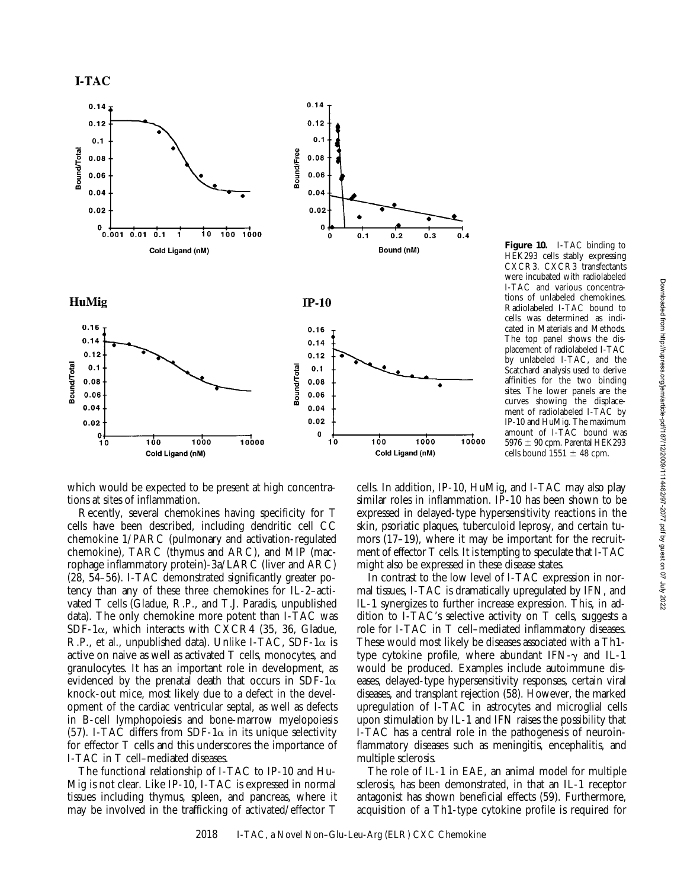**Figure 10.** I-TAC binding to HEK293 cells stably expressing CXCR3. CXCR3 transfectants were incubated with radiolabeled I-TAC and various concentrations of unlabeled chemokines. Radiolabeled I-TAC bound to cells was determined as indicated in Materials and Methods. The top panel shows the displacement of radiolabeled I-TAC by unlabeled I-TAC, and the Scatchard analysis used to derive affinities for the two binding sites. The lower panels are the curves showing the displacement of radiolabeled I-TAC by IP-10 and HuMig. The maximum amount of I-TAC bound was 5976 ± 90 cpm. Parental HEK293 cells bound 1551 ± 48 cpm.

which would be expected to be present at high concentrations at sites of inflammation.

Recently, several chemokines having specificity for T cells have been described, including dendritic cell CC chemokine 1/PARC (pulmonary and activation-regulated chemokine), TARC (thymus and ARC), and MIP (macrophage inflammatory protein)-3a/LARC (liver and ARC) (28, 54–56). I-TAC demonstrated significantly greater potency than any of these three chemokines for IL-2–activated T cells (Gladue, R.P., and T.J. Paradis, unpublished data). The only chemokine more potent than I-TAC was SDF-1$\alpha$, which interacts with CXCR4 (35, 36, Gladue, R.P., et al., unpublished data). Unlike I-TAC, SDF-1$\alpha$ is active on naive as well as activated T cells, monocytes, and granulocytes. It has an important role in development, as evidenced by the prenatal death that occurs in SDF-1$\alpha$ knock-out mice, most likely due to a defect in the development of the cardiac ventricular septal, as well as defects in B-cell lymphopoiesis and bone-marrow myelopoiesis (57). I-TAC differs from SDF-1$\alpha$ in its unique selectivity for effector T cells and this underscores the importance of I-TAC in T cell–mediated diseases.

The functional relationship of I-TAC to IP-10 and HuMig is not clear. Like IP-10, I-TAC is expressed in normal tissues including thymus, spleen, and pancreas, where it may be involved in the trafficking of activated/effector T cells. In addition, IP-10, HuMig, and I-TAC may also play similar roles in inflammation. IP-10 has been shown to be expressed in delayed-type hypersensitivity reactions in the skin, psoriatic plaques, tuberculoid leprosy, and certain tumors (17–19), where it may be important for the recruitment of effector T cells. It is tempting to speculate that I-TAC might also be expressed in these disease states.

In contrast to the low level of I-TAC expression in normal tissues, I-TAC is dramatically upregulated by IFN, and IL-1 synergizes to further increase expression. This, in addition to I-TAC's selective activity on T cells, suggests a role for I-TAC in T cell–mediated inflammatory diseases. These would most likely be diseases associated with a Th1-type cytokine profile, where abundant IFN-$\gamma$ and IL-1 would be produced. Examples include autoimmune diseases, delayed-type hypersensitivity responses, certain viral diseases, and transplant rejection (58). However, the marked upregulation of I-TAC in astrocytes and microglial cells upon stimulation by IL-1 and IFN raises the possibility that I-TAC has a central role in the pathogenesis of neuroinflammatory diseases such as meningitis, encephalitis, and multiple sclerosis.

The role of IL-1 in EAE, an animal model for multiple sclerosis, has been demonstrated, in that an IL-1 receptor antagonist has shown beneficial effects (59). Furthermore, acquisition of a Th1-type cytokine profile is required for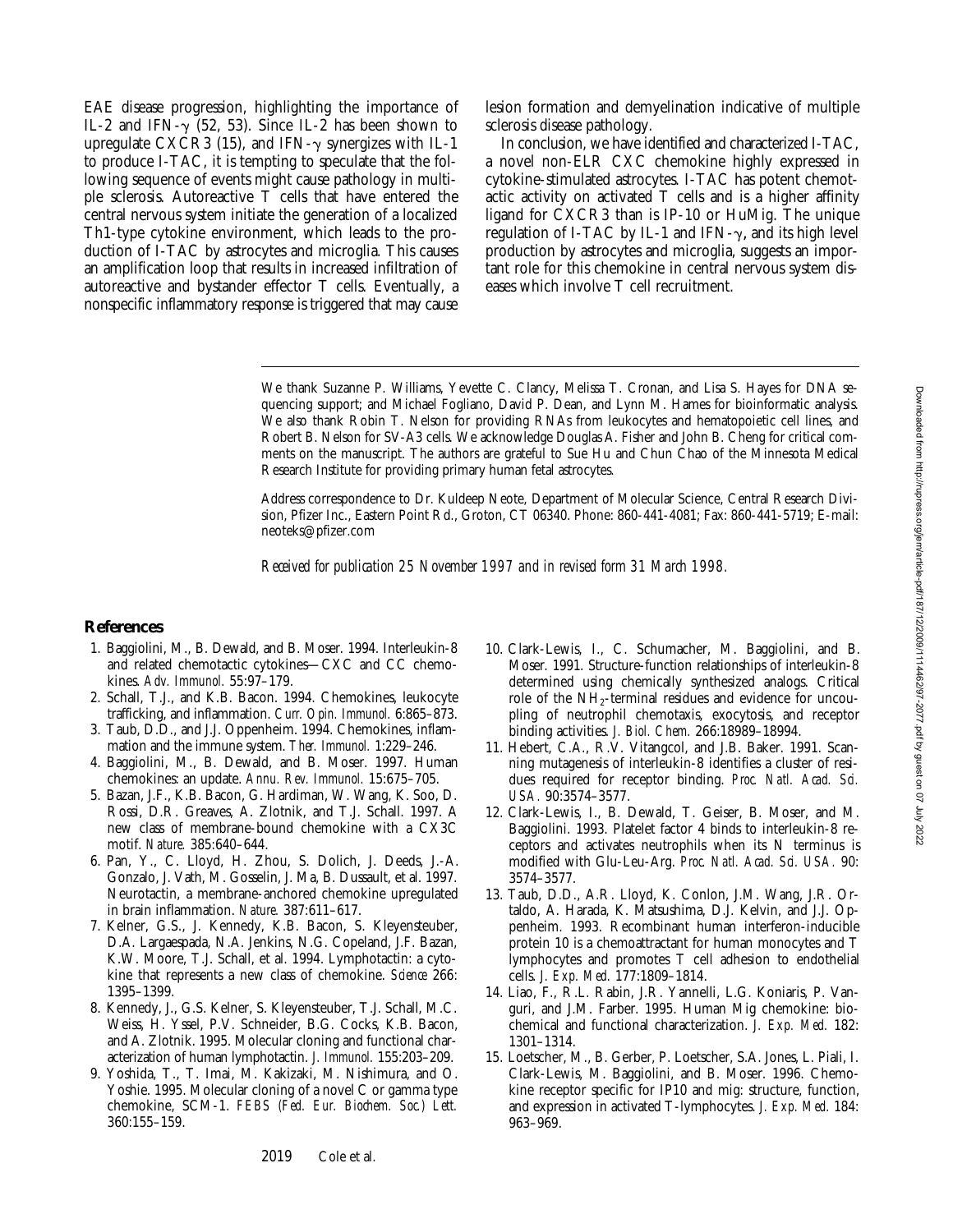EAE disease progression, highlighting the importance of IL-2 and IFN-γ (52, 53). Since IL-2 has been shown to upregulate CXCR3 (15), and IFN-γ synergizes with IL-1 to produce I-TAC, it is tempting to speculate that the following sequence of events might cause pathology in multiple sclerosis. Autoreactive T cells that have entered the central nervous system initiate the generation of a localized Th1-type cytokine environment, which leads to the production of I-TAC by astrocytes and microglia. This causes an amplification loop that results in increased infiltration of autoreactive and bystander effector T cells. Eventually, a nonspecific inflammatory response is triggered that may cause lesion formation and demyelination indicative of multiple sclerosis disease pathology.

In conclusion, we have identified and characterized I-TAC, a novel non-ELR CXC chemokine highly expressed in cytokine-stimulated astrocytes. I-TAC has potent chemotactic activity on activated T cells and is a higher affinity ligand for CXCR3 than is IP-10 or HuMig. The unique regulation of I-TAC by IL-1 and IFN-γ, and its high level production by astrocytes and microglia, suggests an important role for this chemokine in central nervous system diseases which involve T cell recruitment.

We thank Suzanne P. Williams, Yevette C. Clancy, Melissa T. Cronan, and Lisa S. Hayes for DNA sequencing support; and Michael Fogliano, David P. Dean, and Lynn M. Hames for bioinformatic analysis. We also thank Robin T. Nelson for providing RNAs from leukocytes and hematopoietic cell lines, and Robert B. Nelson for SV-A3 cells. We acknowledge Douglas A. Fisher and John B. Cheng for critical comments on the manuscript. The authors are grateful to Sue Hu and Chun Chao of the Minnesota Medical Research Institute for providing primary human fetal astrocytes.

Address correspondence to Dr. Kuldeep Neote, Department of Molecular Science, Central Research Division, Pfizer Inc., Eastern Point Rd., Groton, CT 06340. Phone: 860-441-4081; Fax: 860-441-5719; E-mail: neoteks@pfizer.com

*Received for publication 25 November 1997 and in revised form 31 March 1998.*

## References

1. Baggiolini, M., B. Dewald, and B. Moser. 1994. Interleukin-8 and related chemotactic cytokines—CXC and CC chemokines. *Adv. Immunol.* 55:97–179.
2. Schall, T.J., and K.B. Bacon. 1994. Chemokines, leukocyte trafficking, and inflammation. *Curr. Opin. Immunol.* 6:865–873.
3. Taub, D.D., and J.J. Oppenheim. 1994. Chemokines, inflammation and the immune system. *Ther. Immunol.* 1:229–246.
4. Baggiolini, M., B. Dewald, and B. Moser. 1997. Human chemokines: an update. *Annu. Rev. Immunol.* 15:675–705.
5. Bazan, J.F., K.B. Bacon, G. Hardiman, W. Wang, K. Soo, D. Rossi, D.R. Greaves, A. Zlotnik, and T.J. Schall. 1997. A new class of membrane-bound chemokine with a CX3C motif. *Nature.* 385:640–644.
6. Pan, Y., C. Lloyd, H. Zhou, S. Dolich, J. Deeds, J.-A. Gonzalo, J. Vath, M. Gosselin, J. Ma, B. Dussault, et al. 1997. Neurotactin, a membrane-anchored chemokine upregulated in brain inflammation. *Nature.* 387:611–617.
7. Kelner, G.S., J. Kennedy, K.B. Bacon, S. Kleyensteuber, D.A. Largaespada, N.A. Jenkins, N.G. Copeland, J.F. Bazan, K.W. Moore, T.J. Schall, et al. 1994. Lymphotactin: a cytokine that represents a new class of chemokine. *Science* 266: 1395–1399.
8. Kennedy, J., G.S. Kelner, S. Kleyensteuber, T.J. Schall, M.C. Weiss, H. Yssel, P.V. Schneider, B.G. Cocks, K.B. Bacon, and A. Zlotnik. 1995. Molecular cloning and functional characterization of human lymphotactin. *J. Immunol.* 155:203–209.
9. Yoshida, T., T. Imai, M. Kakizaki, M. Nishimura, and O. Yoshie. 1995. Molecular cloning of a novel C or gamma type chemokine, SCM-1. *FEBS (Fed. Eur. Biochem. Soc.) Lett.* 360:155–159.
10. Clark-Lewis, I., C. Schumacher, M. Baggiolini, and B. Moser. 1991. Structure-function relationships of interleukin-8 determined using chemically synthesized analogs. Critical role of the $NH_2$-terminal residues and evidence for uncoupling of neutrophil chemotaxis, exocytosis, and receptor binding activities. *J. Biol. Chem.* 266:18989–18994.
11. Hebert, C.A., R.V. Vitangcol, and J.B. Baker. 1991. Scanning mutagenesis of interleukin-8 identifies a cluster of residues required for receptor binding. *Proc. Natl. Acad. Sci. USA.* 90:3574–3577.
12. Clark-Lewis, I., B. Dewald, T. Geiser, B. Moser, and M. Baggiolini. 1993. Platelet factor 4 binds to interleukin-8 receptors and activates neutrophils when its N terminus is modified with Glu-Leu-Arg. *Proc. Natl. Acad. Sci. USA.* 90: 3574–3577.
13. Taub, D.D., A.R. Lloyd, K. Conlon, J.M. Wang, J.R. Ortaldo, A. Harada, K. Matsushima, D.J. Kelvin, and J.J. Oppenheim. 1993. Recombinant human interferon-inducible protein 10 is a chemoattractant for human monocytes and T lymphocytes and promotes T cell adhesion to endothelial cells. *J. Exp. Med.* 177:1809–1814.
14. Liao, F., R.L. Rabin, J.R. Yannelli, L.G. Koniaris, P. Vanguri, and J.M. Farber. 1995. Human Mig chemokine: biochemical and functional characterization. *J. Exp. Med.* 182: 1301–1314.
15. Loetscher, M., B. Gerber, P. Loetscher, S.A. Jones, L. Piali, I. Clark-Lewis, M. Baggiolini, and B. Moser. 1996. Chemokine receptor specific for IP10 and mig: structure, function, and expression in activated T-lymphocytes. *J. Exp. Med.* 184: 963–969.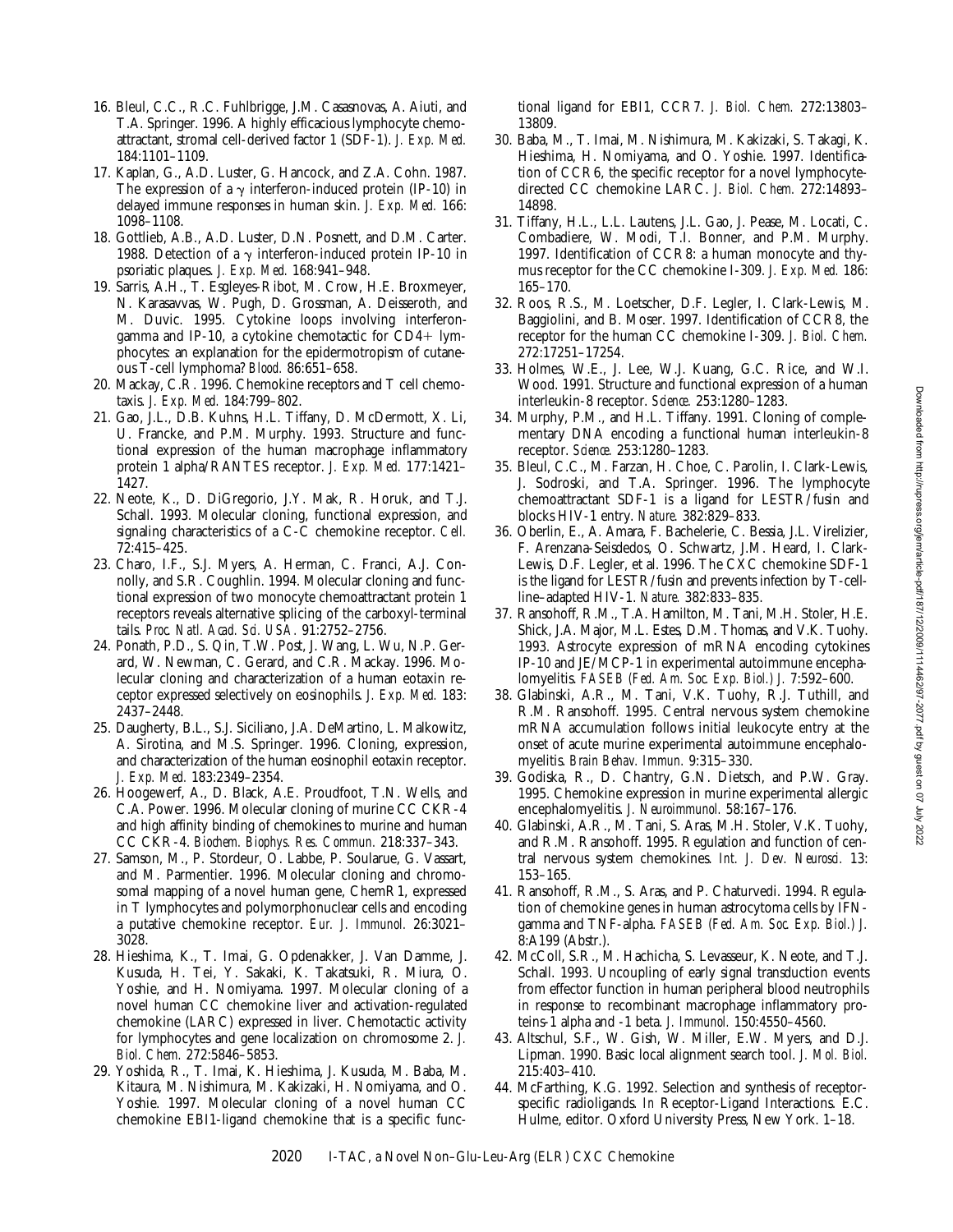16. Bleul, C.C., R.C. Fuhlbrigge, J.M. Casasnovas, A. Aiuti, and T.A. Springer. 1996. A highly efficacious lymphocyte chemoattractant, stromal cell-derived factor 1 (SDF-1). *J. Exp. Med.* 184:1101–1109.

17. Kaplan, G., A.D. Luster, G. Hancock, and Z.A. Cohn. 1987. The expression of a $\gamma$ interferon-induced protein (IP-10) in delayed immune responses in human skin. *J. Exp. Med.* 166: 1098–1108.

18. Gottlieb, A.B., A.D. Luster, D.N. Posnett, and D.M. Carter. 1988. Detection of a $\gamma$ interferon-induced protein IP-10 in psoriatic plaques. *J. Exp. Med.* 168:941–948.

19. Sarris, A.H., T. Esgleyes-Ribot, M. Crow, H.E. Broxmeyer, N. Karasavvas, W. Pugh, D. Grossman, A. Deisseroth, and M. Duvic. 1995. Cytokine loops involving interferon-gamma and IP-10, a cytokine chemotactic for CD4+ lymphocytes: an explanation for the epidermotropism of cutaneous T-cell lymphoma? *Blood.* 86:651–658.

20. Mackay, C.R. 1996. Chemokine receptors and T cell chemotaxis. *J. Exp. Med.* 184:799–802.

21. Gao, J.L., D.B. Kuhns, H.L. Tiffany, D. McDermott, X. Li, U. Francke, and P.M. Murphy. 1993. Structure and functional expression of the human macrophage inflammatory protein 1 alpha/RANTES receptor. *J. Exp. Med.* 177:1421–1427.

22. Neote, K., D. DiGregorio, J.Y. Mak, R. Horuk, and T.J. Schall. 1993. Molecular cloning, functional expression, and signaling characteristics of a C-C chemokine receptor. *Cell.* 72:415–425.

23. Charo, I.F., S.J. Myers, A. Herman, C. Franci, A.J. Connolly, and S.R. Coughlin. 1994. Molecular cloning and functional expression of two monocyte chemoattractant protein 1 receptors reveals alternative splicing of the carboxyl-terminal tails. *Proc. Natl. Acad. Sci. USA.* 91:2752–2756.

24. Ponath, P.D., S. Qin, T.W. Post, J. Wang, L. Wu, N.P. Gerard, W. Newman, C. Gerard, and C.R. Mackay. 1996. Molecular cloning and characterization of a human eotaxin receptor expressed selectively on eosinophils. *J. Exp. Med.* 183: 2437–2448.

25. Daugherty, B.L., S.J. Siciliano, J.A. DeMartino, L. Malkowitz, A. Sirotina, and M.S. Springer. 1996. Cloning, expression, and characterization of the human eosinophil eotaxin receptor. *J. Exp. Med.* 183:2349–2354.

26. Hoogewerf, A., D. Black, A.E. Proudfoot, T.N. Wells, and C.A. Power. 1996. Molecular cloning of murine CC CKR-4 and high affinity binding of chemokines to murine and human CC CKR-4. *Biochem. Biophys. Res. Commun.* 218:337–343.

27. Samson, M., P. Stordeur, O. Labbe, P. Soularue, G. Vassart, and M. Parmentier. 1996. Molecular cloning and chromosomal mapping of a novel human gene, ChemR1, expressed in T lymphocytes and polymorphonuclear cells and encoding a putative chemokine receptor. *Eur. J. Immunol.* 26:3021–3028.

28. Hieshima, K., T. Imai, G. Opdenakker, J. Van Damme, J. Kusuda, H. Tei, Y. Sakaki, K. Takatsuki, R. Miura, O. Yoshie, and H. Nomiyama. 1997. Molecular cloning of a novel human CC chemokine liver and activation-regulated chemokine (LARC) expressed in liver. Chemotactic activity for lymphocytes and gene localization on chromosome 2. *J. Biol. Chem.* 272:5846–5853.

29. Yoshida, R., T. Imai, K. Hieshima, J. Kusuda, M. Baba, M. Kitaura, M. Nishimura, M. Kakizaki, H. Nomiyama, and O. Yoshie. 1997. Molecular cloning of a novel human CC chemokine EBI1-ligand chemokine that is a specific functional ligand for EBI1, CCR7. *J. Biol. Chem.* 272:13803–13809.

30. Baba, M., T. Imai, M. Nishimura, M. Kakizaki, S. Takagi, K. Hieshima, H. Nomiyama, and O. Yoshie. 1997. Identification of CCR6, the specific receptor for a novel lymphocyte-directed CC chemokine LARC. *J. Biol. Chem.* 272:14893–14898.

31. Tiffany, H.L., L.L. Lautens, J.L. Gao, J. Pease, M. Locati, C. Combadiere, W. Modi, T.I. Bonner, and P.M. Murphy. 1997. Identification of CCR8: a human monocyte and thymus receptor for the CC chemokine I-309. *J. Exp. Med.* 186: 165–170.

32. Roos, R.S., M. Loetscher, D.F. Legler, I. Clark-Lewis, M. Baggiolini, and B. Moser. 1997. Identification of CCR8, the receptor for the human CC chemokine I-309. *J. Biol. Chem.* 272:17251–17254.

33. Holmes, W.E., J. Lee, W.J. Kuang, G.C. Rice, and W.I. Wood. 1991. Structure and functional expression of a human interleukin-8 receptor. *Science.* 253:1280–1283.

34. Murphy, P.M., and H.L. Tiffany. 1991. Cloning of complementary DNA encoding a functional human interleukin-8 receptor. *Science.* 253:1280–1283.

35. Bleul, C.C., M. Farzan, H. Choe, C. Parolin, I. Clark-Lewis, J. Sodroski, and T.A. Springer. 1996. The lymphocyte chemoattractant SDF-1 is a ligand for LESTR/fusin and blocks HIV-1 entry. *Nature.* 382:829–833.

36. Oberlin, E., A. Amara, F. Bachelerie, C. Bessia, J.L. Virelizier, F. Arenzana-Seisdedos, O. Schwartz, J.M. Heard, I. Clark-Lewis, D.F. Legler, et al. 1996. The CXC chemokine SDF-1 is the ligand for LESTR/fusin and prevents infection by T-cell-line–adapted HIV-1. *Nature.* 382:833–835.

37. Ransohoff, R.M., T.A. Hamilton, M. Tani, M.H. Stoler, H.E. Shick, J.A. Major, M.L. Estes, D.M. Thomas, and V.K. Tuohy. 1993. Astrocyte expression of mRNA encoding cytokines IP-10 and JE/MCP-1 in experimental autoimmune encephalomyelitis. *FASEB (Fed. Am. Soc. Exp. Biol.) J.* 7:592–600.

38. Glabinski, A.R., M. Tani, V.K. Tuohy, R.J. Tuthill, and R.M. Ransohoff. 1995. Central nervous system chemokine mRNA accumulation follows initial leukocyte entry at the onset of acute murine experimental autoimmune encephalomyelitis. *Brain Behav. Immun.* 9:315–330.

39. Godiska, R., D. Chantry, G.N. Dietsch, and P.W. Gray. 1995. Chemokine expression in murine experimental allergic encephalomyelitis. *J. Neuroimmunol.* 58:167–176.

40. Glabinski, A.R., M. Tani, S. Aras, M.H. Stoler, V.K. Tuohy, and R.M. Ransohoff. 1995. Regulation and function of central nervous system chemokines. *Int. J. Dev. Neurosci.* 13: 153–165.

41. Ransohoff, R.M., S. Aras, and P. Chaturvedi. 1994. Regulation of chemokine genes in human astrocytoma cells by IFN-gamma and TNF-alpha. *FASEB (Fed. Am. Soc. Exp. Biol.) J.* 8:A199 (Abstr.).

42. McColl, S.R., M. Hachicha, S. Levasseur, K. Neote, and T.J. Schall. 1993. Uncoupling of early signal transduction events from effector function in human peripheral blood neutrophils in response to recombinant macrophage inflammatory proteins-1 alpha and -1 beta. *J. Immunol.* 150:4550–4560.

43. Altschul, S.F., W. Gish, W. Miller, E.W. Myers, and D.J. Lipman. 1990. Basic local alignment search tool. *J. Mol. Biol.* 215:403–410.

44. McFarthing, K.G. 1992. Selection and synthesis of receptor-specific radioligands. *In* Receptor-Ligand Interactions. E.C. Hulme, editor. Oxford University Press, New York. 1–18.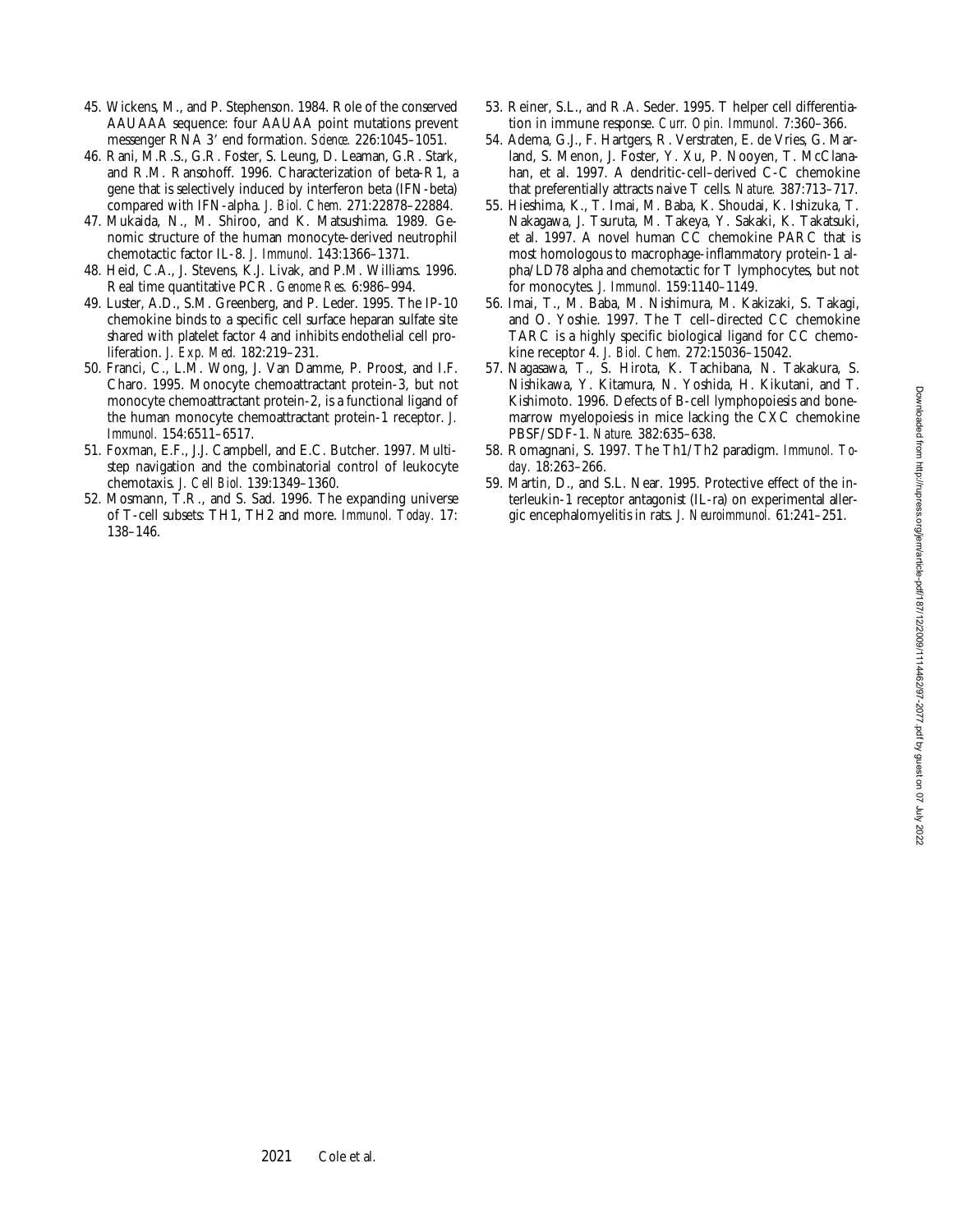45. Wickens, M., and P. Stephenson. 1984. Role of the conserved AAUAAA sequence: four AAUAA point mutations prevent messenger RNA 3′ end formation. *Science.* 226:1045–1051.
46. Rani, M.R.S., G.R. Foster, S. Leung, D. Leaman, G.R. Stark, and R.M. Ransohoff. 1996. Characterization of beta-R1, a gene that is selectively induced by interferon beta (IFN-beta) compared with IFN-alpha. *J. Biol. Chem.* 271:22878–22884.
47. Mukaida, N., M. Shiroo, and K. Matsushima. 1989. Genomic structure of the human monocyte-derived neutrophil chemotactic factor IL-8. *J. Immunol.* 143:1366–1371.
48. Heid, C.A., J. Stevens, K.J. Livak, and P.M. Williams. 1996. Real time quantitative PCR. *Genome Res.* 6:986–994.
49. Luster, A.D., S.M. Greenberg, and P. Leder. 1995. The IP-10 chemokine binds to a specific cell surface heparan sulfate site shared with platelet factor 4 and inhibits endothelial cell proliferation. *J. Exp. Med.* 182:219–231.
50. Franci, C., L.M. Wong, J. Van Damme, P. Proost, and I.F. Charo. 1995. Monocyte chemoattractant protein-3, but not monocyte chemoattractant protein-2, is a functional ligand of the human monocyte chemoattractant protein-1 receptor. *J. Immunol.* 154:6511–6517.
51. Foxman, E.F., J.J. Campbell, and E.C. Butcher. 1997. Multistep navigation and the combinatorial control of leukocyte chemotaxis. *J. Cell Biol.* 139:1349–1360.
52. Mosmann, T.R., and S. Sad. 1996. The expanding universe of T-cell subsets: TH1, TH2 and more. *Immunol. Today.* 17:138–146.
53. Reiner, S.L., and R.A. Seder. 1995. T helper cell differentiation in immune response. *Curr. Opin. Immunol.* 7:360–366.
54. Adema, G.J., F. Hartgers, R. Verstraten, E. de Vries, G. Marland, S. Menon, J. Foster, Y. Xu, P. Nooyen, T. McClanahan, et al. 1997. A dendritic-cell–derived C-C chemokine that preferentially attracts naive T cells. *Nature.* 387:713–717.
55. Hieshima, K., T. Imai, M. Baba, K. Shoudai, K. Ishizuka, T. Nakagawa, J. Tsuruta, M. Takeya, Y. Sakaki, K. Takatsuki, et al. 1997. A novel human CC chemokine PARC that is most homologous to macrophage-inflammatory protein-1 alpha/LD78 alpha and chemotactic for T lymphocytes, but not for monocytes. *J. Immunol.* 159:1140–1149.
56. Imai, T., M. Baba, M. Nishimura, M. Kakizaki, S. Takagi, and O. Yoshie. 1997. The T cell–directed CC chemokine TARC is a highly specific biological ligand for CC chemokine receptor 4. *J. Biol. Chem.* 272:15036–15042.
57. Nagasawa, T., S. Hirota, K. Tachibana, N. Takakura, S. Nishikawa, Y. Kitamura, N. Yoshida, H. Kikutani, and T. Kishimoto. 1996. Defects of B-cell lymphopoiesis and bone-marrow myelopoiesis in mice lacking the CXC chemokine PBSF/SDF-1. *Nature.* 382:635–638.
58. Romagnani, S. 1997. The Th1/Th2 paradigm. *Immunol. Today.* 18:263–266.
59. Martin, D., and S.L. Near. 1995. Protective effect of the interleukin-1 receptor antagonist (IL-ra) on experimental allergic encephalomyelitis in rats. *J. Neuroimmunol.* 61:241–251.